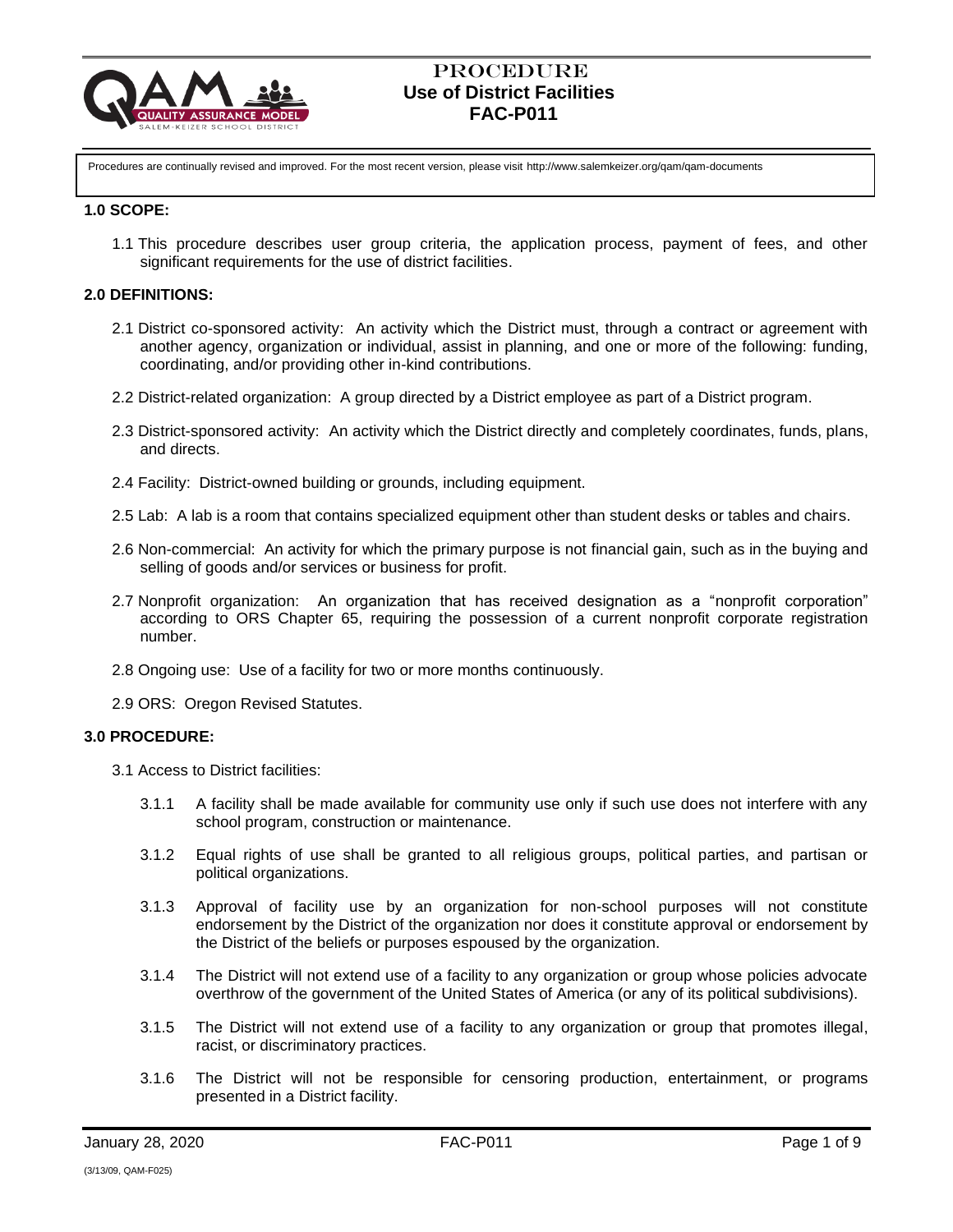# PROCEDURE
# Use of District Facilities
# FAC-P011

Procedures are continually revised and improved. For the most recent version, please visit http://www.salemkeizer.org/qam/qam-documents

## 1.0 SCOPE:

1.1 This procedure describes user group criteria, the application process, payment of fees, and other significant requirements for the use of district facilities.

## 2.0 DEFINITIONS:

2.1 District co-sponsored activity: An activity which the District must, through a contract or agreement with another agency, organization or individual, assist in planning, and one or more of the following: funding, coordinating, and/or providing other in-kind contributions.

2.2 District-related organization: A group directed by a District employee as part of a District program.

2.3 District-sponsored activity: An activity which the District directly and completely coordinates, funds, plans, and directs.

2.4 Facility: District-owned building or grounds, including equipment.

2.5 Lab: A lab is a room that contains specialized equipment other than student desks or tables and chairs.

2.6 Non-commercial: An activity for which the primary purpose is not financial gain, such as in the buying and selling of goods and/or services or business for profit.

2.7 Nonprofit organization: An organization that has received designation as a "nonprofit corporation" according to ORS Chapter 65, requiring the possession of a current nonprofit corporate registration number.

2.8 Ongoing use: Use of a facility for two or more months continuously.

2.9 ORS: Oregon Revised Statutes.

## 3.0 PROCEDURE:

3.1 Access to District facilities:

3.1.1 A facility shall be made available for community use only if such use does not interfere with any school program, construction or maintenance.

3.1.2 Equal rights of use shall be granted to all religious groups, political parties, and partisan or political organizations.

3.1.3 Approval of facility use by an organization for non-school purposes will not constitute endorsement by the District of the organization nor does it constitute approval or endorsement by the District of the beliefs or purposes espoused by the organization.

3.1.4 The District will not extend use of a facility to any organization or group whose policies advocate overthrow of the government of the United States of America (or any of its political subdivisions).

3.1.5 The District will not extend use of a facility to any organization or group that promotes illegal, racist, or discriminatory practices.

3.1.6 The District will not be responsible for censoring production, entertainment, or programs presented in a District facility.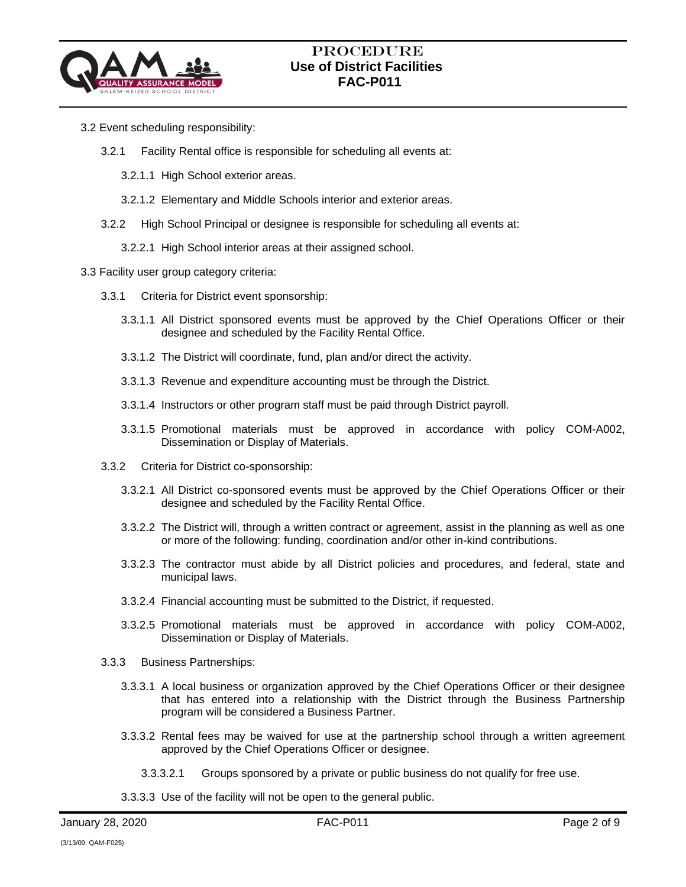3.2 Event scheduling responsibility:

3.2.1 Facility Rental office is responsible for scheduling all events at:

3.2.1.1 High School exterior areas.

3.2.1.2 Elementary and Middle Schools interior and exterior areas.

3.2.2 High School Principal or designee is responsible for scheduling all events at:

3.2.2.1 High School interior areas at their assigned school.

3.3 Facility user group category criteria:

3.3.1 Criteria for District event sponsorship:

3.3.1.1 All District sponsored events must be approved by the Chief Operations Officer or their designee and scheduled by the Facility Rental Office.

3.3.1.2 The District will coordinate, fund, plan and/or direct the activity.

3.3.1.3 Revenue and expenditure accounting must be through the District.

3.3.1.4 Instructors or other program staff must be paid through District payroll.

3.3.1.5 Promotional materials must be approved in accordance with policy COM-A002, Dissemination or Display of Materials.

3.3.2 Criteria for District co-sponsorship:

3.3.2.1 All District co-sponsored events must be approved by the Chief Operations Officer or their designee and scheduled by the Facility Rental Office.

3.3.2.2 The District will, through a written contract or agreement, assist in the planning as well as one or more of the following: funding, coordination and/or other in-kind contributions.

3.3.2.3 The contractor must abide by all District policies and procedures, and federal, state and municipal laws.

3.3.2.4 Financial accounting must be submitted to the District, if requested.

3.3.2.5 Promotional materials must be approved in accordance with policy COM-A002, Dissemination or Display of Materials.

3.3.3 Business Partnerships:

3.3.3.1 A local business or organization approved by the Chief Operations Officer or their designee that has entered into a relationship with the District through the Business Partnership program will be considered a Business Partner.

3.3.3.2 Rental fees may be waived for use at the partnership school through a written agreement approved by the Chief Operations Officer or designee.

3.3.3.2.1 Groups sponsored by a private or public business do not qualify for free use.

3.3.3.3 Use of the facility will not be open to the general public.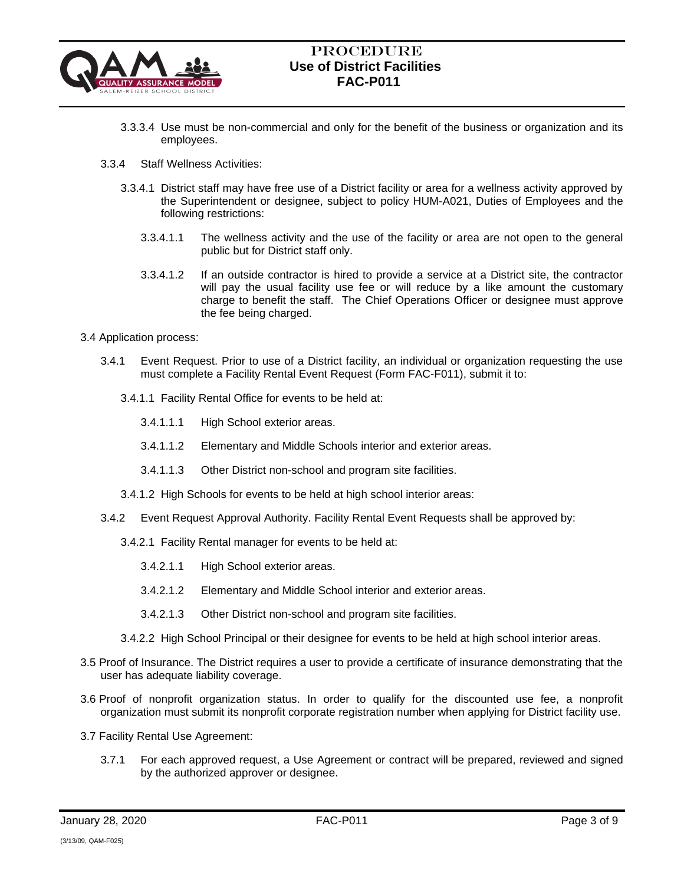3.3.3.4 Use must be non-commercial and only for the benefit of the business or organization and its employees.

3.3.4 Staff Wellness Activities:

3.3.4.1 District staff may have free use of a District facility or area for a wellness activity approved by the Superintendent or designee, subject to policy HUM-A021, Duties of Employees and the following restrictions:

3.3.4.1.1 The wellness activity and the use of the facility or area are not open to the general public but for District staff only.

3.3.4.1.2 If an outside contractor is hired to provide a service at a District site, the contractor will pay the usual facility use fee or will reduce by a like amount the customary charge to benefit the staff. The Chief Operations Officer or designee must approve the fee being charged.

3.4 Application process:

3.4.1 Event Request. Prior to use of a District facility, an individual or organization requesting the use must complete a Facility Rental Event Request (Form FAC-F011), submit it to:

3.4.1.1 Facility Rental Office for events to be held at:

3.4.1.1.1 High School exterior areas.

3.4.1.1.2 Elementary and Middle Schools interior and exterior areas.

3.4.1.1.3 Other District non-school and program site facilities.

3.4.1.2 High Schools for events to be held at high school interior areas:

3.4.2 Event Request Approval Authority. Facility Rental Event Requests shall be approved by:

3.4.2.1 Facility Rental manager for events to be held at:

3.4.2.1.1 High School exterior areas.

3.4.2.1.2 Elementary and Middle School interior and exterior areas.

3.4.2.1.3 Other District non-school and program site facilities.

3.4.2.2 High School Principal or their designee for events to be held at high school interior areas.

3.5 Proof of Insurance. The District requires a user to provide a certificate of insurance demonstrating that the user has adequate liability coverage.

3.6 Proof of nonprofit organization status. In order to qualify for the discounted use fee, a nonprofit organization must submit its nonprofit corporate registration number when applying for District facility use.

3.7 Facility Rental Use Agreement:

3.7.1 For each approved request, a Use Agreement or contract will be prepared, reviewed and signed by the authorized approver or designee.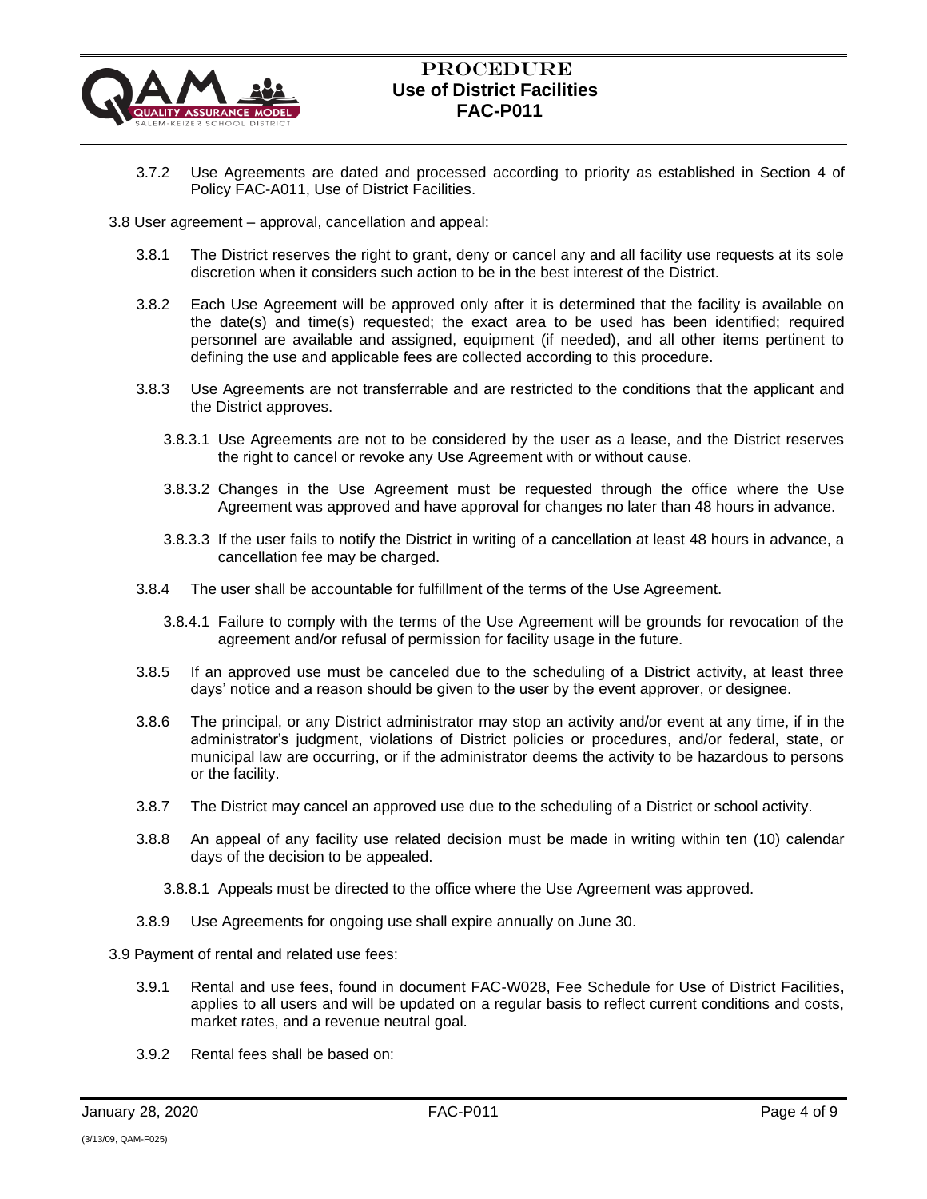3.7.2 Use Agreements are dated and processed according to priority as established in Section 4 of Policy FAC-A011, Use of District Facilities.

3.8 User agreement – approval, cancellation and appeal:

3.8.1 The District reserves the right to grant, deny or cancel any and all facility use requests at its sole discretion when it considers such action to be in the best interest of the District.

3.8.2 Each Use Agreement will be approved only after it is determined that the facility is available on the date(s) and time(s) requested; the exact area to be used has been identified; required personnel are available and assigned, equipment (if needed), and all other items pertinent to defining the use and applicable fees are collected according to this procedure.

3.8.3 Use Agreements are not transferrable and are restricted to the conditions that the applicant and the District approves.

3.8.3.1 Use Agreements are not to be considered by the user as a lease, and the District reserves the right to cancel or revoke any Use Agreement with or without cause.

3.8.3.2 Changes in the Use Agreement must be requested through the office where the Use Agreement was approved and have approval for changes no later than 48 hours in advance.

3.8.3.3 If the user fails to notify the District in writing of a cancellation at least 48 hours in advance, a cancellation fee may be charged.

3.8.4 The user shall be accountable for fulfillment of the terms of the Use Agreement.

3.8.4.1 Failure to comply with the terms of the Use Agreement will be grounds for revocation of the agreement and/or refusal of permission for facility usage in the future.

3.8.5 If an approved use must be canceled due to the scheduling of a District activity, at least three days' notice and a reason should be given to the user by the event approver, or designee.

3.8.6 The principal, or any District administrator may stop an activity and/or event at any time, if in the administrator's judgment, violations of District policies or procedures, and/or federal, state, or municipal law are occurring, or if the administrator deems the activity to be hazardous to persons or the facility.

3.8.7 The District may cancel an approved use due to the scheduling of a District or school activity.

3.8.8 An appeal of any facility use related decision must be made in writing within ten (10) calendar days of the decision to be appealed.

3.8.8.1 Appeals must be directed to the office where the Use Agreement was approved.

3.8.9 Use Agreements for ongoing use shall expire annually on June 30.

3.9 Payment of rental and related use fees:

3.9.1 Rental and use fees, found in document FAC-W028, Fee Schedule for Use of District Facilities, applies to all users and will be updated on a regular basis to reflect current conditions and costs, market rates, and a revenue neutral goal.

3.9.2 Rental fees shall be based on: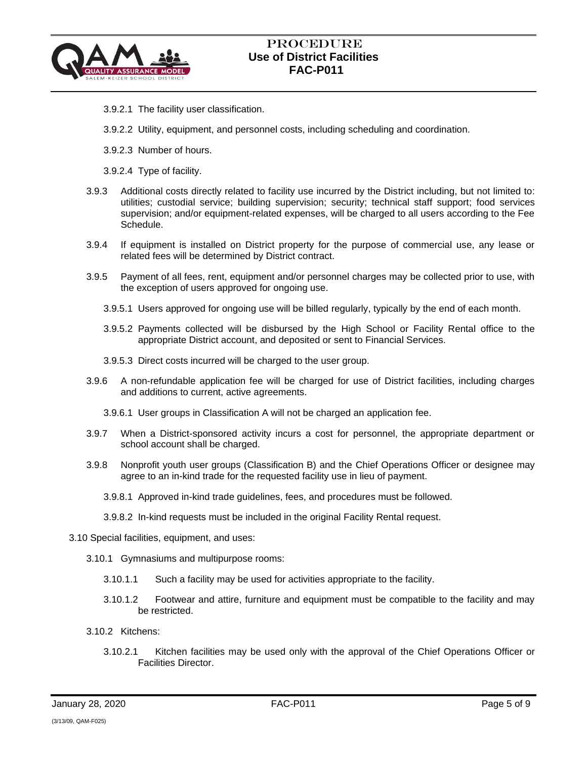3.9.2.1 The facility user classification.

3.9.2.2 Utility, equipment, and personnel costs, including scheduling and coordination.

3.9.2.3 Number of hours.

3.9.2.4 Type of facility.

3.9.3 Additional costs directly related to facility use incurred by the District including, but not limited to: utilities; custodial service; building supervision; security; technical staff support; food services supervision; and/or equipment-related expenses, will be charged to all users according to the Fee Schedule.

3.9.4 If equipment is installed on District property for the purpose of commercial use, any lease or related fees will be determined by District contract.

3.9.5 Payment of all fees, rent, equipment and/or personnel charges may be collected prior to use, with the exception of users approved for ongoing use.

3.9.5.1 Users approved for ongoing use will be billed regularly, typically by the end of each month.

3.9.5.2 Payments collected will be disbursed by the High School or Facility Rental office to the appropriate District account, and deposited or sent to Financial Services.

3.9.5.3 Direct costs incurred will be charged to the user group.

3.9.6 A non-refundable application fee will be charged for use of District facilities, including charges and additions to current, active agreements.

3.9.6.1 User groups in Classification A will not be charged an application fee.

3.9.7 When a District-sponsored activity incurs a cost for personnel, the appropriate department or school account shall be charged.

3.9.8 Nonprofit youth user groups (Classification B) and the Chief Operations Officer or designee may agree to an in-kind trade for the requested facility use in lieu of payment.

3.9.8.1 Approved in-kind trade guidelines, fees, and procedures must be followed.

3.9.8.2 In-kind requests must be included in the original Facility Rental request.

3.10 Special facilities, equipment, and uses:

3.10.1 Gymnasiums and multipurpose rooms:

3.10.1.1 Such a facility may be used for activities appropriate to the facility.

3.10.1.2 Footwear and attire, furniture and equipment must be compatible to the facility and may be restricted.

3.10.2 Kitchens:

3.10.2.1 Kitchen facilities may be used only with the approval of the Chief Operations Officer or Facilities Director.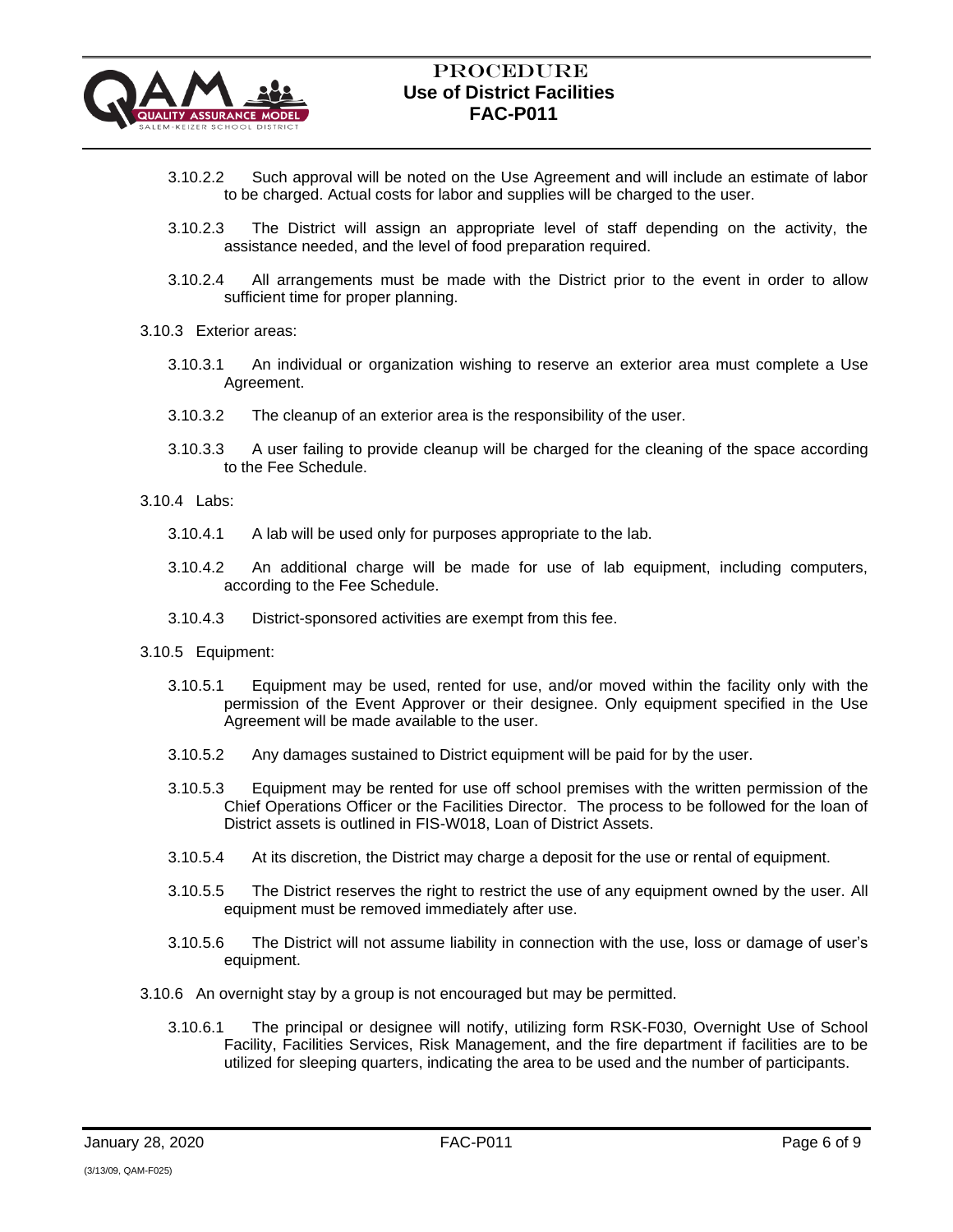3.10.2.2 Such approval will be noted on the Use Agreement and will include an estimate of labor to be charged. Actual costs for labor and supplies will be charged to the user.

3.10.2.3 The District will assign an appropriate level of staff depending on the activity, the assistance needed, and the level of food preparation required.

3.10.2.4 All arrangements must be made with the District prior to the event in order to allow sufficient time for proper planning.

3.10.3 Exterior areas:

3.10.3.1 An individual or organization wishing to reserve an exterior area must complete a Use Agreement.

3.10.3.2 The cleanup of an exterior area is the responsibility of the user.

3.10.3.3 A user failing to provide cleanup will be charged for the cleaning of the space according to the Fee Schedule.

3.10.4 Labs:

3.10.4.1 A lab will be used only for purposes appropriate to the lab.

3.10.4.2 An additional charge will be made for use of lab equipment, including computers, according to the Fee Schedule.

3.10.4.3 District-sponsored activities are exempt from this fee.

3.10.5 Equipment:

3.10.5.1 Equipment may be used, rented for use, and/or moved within the facility only with the permission of the Event Approver or their designee. Only equipment specified in the Use Agreement will be made available to the user.

3.10.5.2 Any damages sustained to District equipment will be paid for by the user.

3.10.5.3 Equipment may be rented for use off school premises with the written permission of the Chief Operations Officer or the Facilities Director. The process to be followed for the loan of District assets is outlined in FIS-W018, Loan of District Assets.

3.10.5.4 At its discretion, the District may charge a deposit for the use or rental of equipment.

3.10.5.5 The District reserves the right to restrict the use of any equipment owned by the user. All equipment must be removed immediately after use.

3.10.5.6 The District will not assume liability in connection with the use, loss or damage of user's equipment.

3.10.6 An overnight stay by a group is not encouraged but may be permitted.

3.10.6.1 The principal or designee will notify, utilizing form RSK-F030, Overnight Use of School Facility, Facilities Services, Risk Management, and the fire department if facilities are to be utilized for sleeping quarters, indicating the area to be used and the number of participants.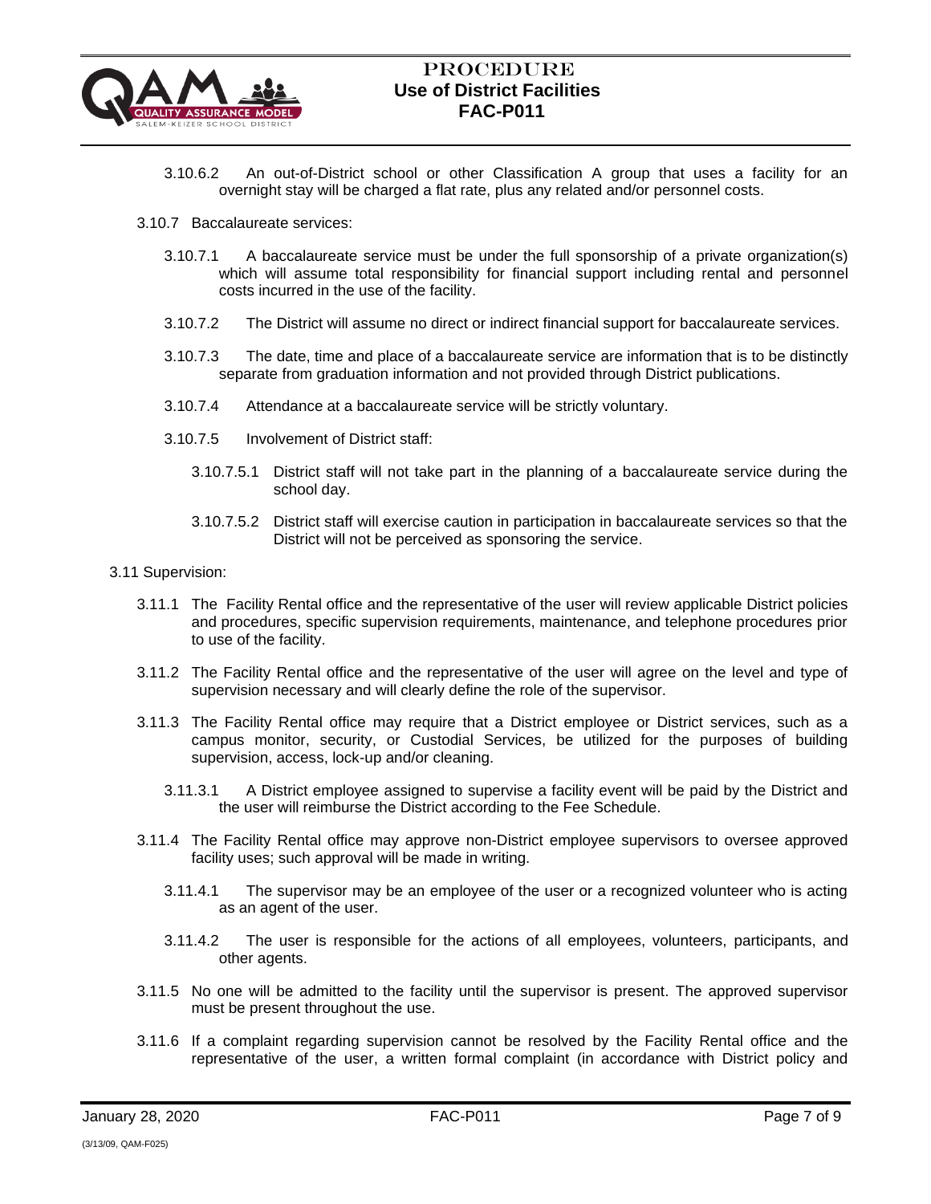3.10.6.2 An out-of-District school or other Classification A group that uses a facility for an overnight stay will be charged a flat rate, plus any related and/or personnel costs.

3.10.7 Baccalaureate services:

3.10.7.1 A baccalaureate service must be under the full sponsorship of a private organization(s) which will assume total responsibility for financial support including rental and personnel costs incurred in the use of the facility.

3.10.7.2 The District will assume no direct or indirect financial support for baccalaureate services.

3.10.7.3 The date, time and place of a baccalaureate service are information that is to be distinctly separate from graduation information and not provided through District publications.

3.10.7.4 Attendance at a baccalaureate service will be strictly voluntary.

3.10.7.5 Involvement of District staff:

3.10.7.5.1 District staff will not take part in the planning of a baccalaureate service during the school day.

3.10.7.5.2 District staff will exercise caution in participation in baccalaureate services so that the District will not be perceived as sponsoring the service.

3.11 Supervision:

3.11.1 The Facility Rental office and the representative of the user will review applicable District policies and procedures, specific supervision requirements, maintenance, and telephone procedures prior to use of the facility.

3.11.2 The Facility Rental office and the representative of the user will agree on the level and type of supervision necessary and will clearly define the role of the supervisor.

3.11.3 The Facility Rental office may require that a District employee or District services, such as a campus monitor, security, or Custodial Services, be utilized for the purposes of building supervision, access, lock-up and/or cleaning.

3.11.3.1 A District employee assigned to supervise a facility event will be paid by the District and the user will reimburse the District according to the Fee Schedule.

3.11.4 The Facility Rental office may approve non-District employee supervisors to oversee approved facility uses; such approval will be made in writing.

3.11.4.1 The supervisor may be an employee of the user or a recognized volunteer who is acting as an agent of the user.

3.11.4.2 The user is responsible for the actions of all employees, volunteers, participants, and other agents.

3.11.5 No one will be admitted to the facility until the supervisor is present. The approved supervisor must be present throughout the use.

3.11.6 If a complaint regarding supervision cannot be resolved by the Facility Rental office and the representative of the user, a written formal complaint (in accordance with District policy and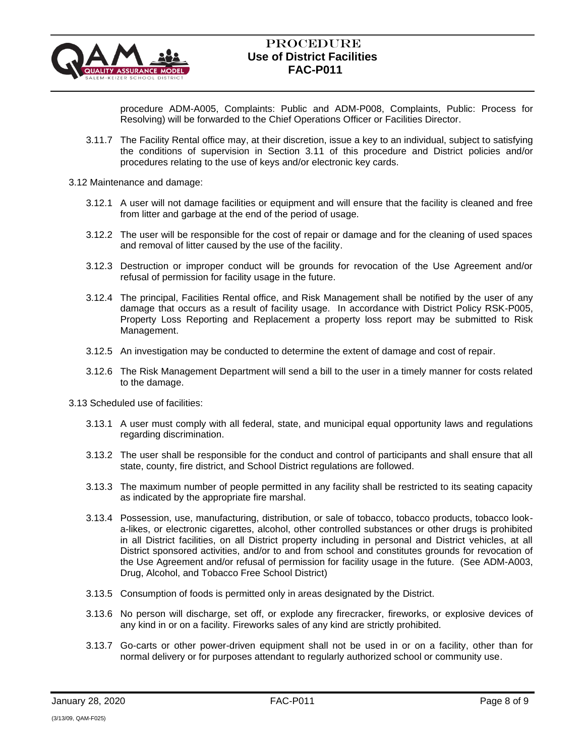procedure ADM-A005, Complaints: Public and ADM-P008, Complaints, Public: Process for Resolving) will be forwarded to the Chief Operations Officer or Facilities Director.

3.11.7 The Facility Rental office may, at their discretion, issue a key to an individual, subject to satisfying the conditions of supervision in Section 3.11 of this procedure and District policies and/or procedures relating to the use of keys and/or electronic key cards.

3.12 Maintenance and damage:

3.12.1 A user will not damage facilities or equipment and will ensure that the facility is cleaned and free from litter and garbage at the end of the period of usage.

3.12.2 The user will be responsible for the cost of repair or damage and for the cleaning of used spaces and removal of litter caused by the use of the facility.

3.12.3 Destruction or improper conduct will be grounds for revocation of the Use Agreement and/or refusal of permission for facility usage in the future.

3.12.4 The principal, Facilities Rental office, and Risk Management shall be notified by the user of any damage that occurs as a result of facility usage. In accordance with District Policy RSK-P005, Property Loss Reporting and Replacement a property loss report may be submitted to Risk Management.

3.12.5 An investigation may be conducted to determine the extent of damage and cost of repair.

3.12.6 The Risk Management Department will send a bill to the user in a timely manner for costs related to the damage.

3.13 Scheduled use of facilities:

3.13.1 A user must comply with all federal, state, and municipal equal opportunity laws and regulations regarding discrimination.

3.13.2 The user shall be responsible for the conduct and control of participants and shall ensure that all state, county, fire district, and School District regulations are followed.

3.13.3 The maximum number of people permitted in any facility shall be restricted to its seating capacity as indicated by the appropriate fire marshal.

3.13.4 Possession, use, manufacturing, distribution, or sale of tobacco, tobacco products, tobacco look-a-likes, or electronic cigarettes, alcohol, other controlled substances or other drugs is prohibited in all District facilities, on all District property including in personal and District vehicles, at all District sponsored activities, and/or to and from school and constitutes grounds for revocation of the Use Agreement and/or refusal of permission for facility usage in the future. (See ADM-A003, Drug, Alcohol, and Tobacco Free School District)

3.13.5 Consumption of foods is permitted only in areas designated by the District.

3.13.6 No person will discharge, set off, or explode any firecracker, fireworks, or explosive devices of any kind in or on a facility. Fireworks sales of any kind are strictly prohibited.

3.13.7 Go-carts or other power-driven equipment shall not be used in or on a facility, other than for normal delivery or for purposes attendant to regularly authorized school or community use.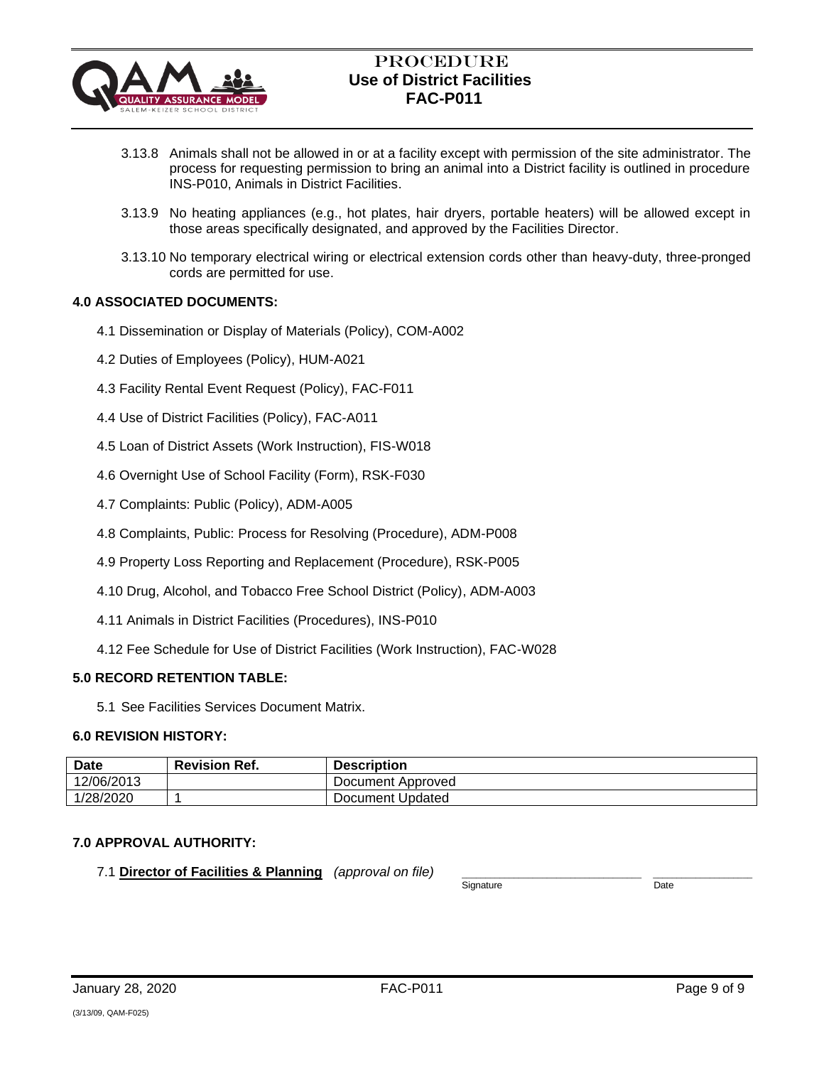3.13.8 Animals shall not be allowed in or at a facility except with permission of the site administrator. The process for requesting permission to bring an animal into a District facility is outlined in procedure INS-P010, Animals in District Facilities.

3.13.9 No heating appliances (e.g., hot plates, hair dryers, portable heaters) will be allowed except in those areas specifically designated, and approved by the Facilities Director.

3.13.10 No temporary electrical wiring or electrical extension cords other than heavy-duty, three-pronged cords are permitted for use.

## 4.0 ASSOCIATED DOCUMENTS:

4.1 Dissemination or Display of Materials (Policy), COM-A002

4.2 Duties of Employees (Policy), HUM-A021

4.3 Facility Rental Event Request (Policy), FAC-F011

4.4 Use of District Facilities (Policy), FAC-A011

4.5 Loan of District Assets (Work Instruction), FIS-W018

4.6 Overnight Use of School Facility (Form), RSK-F030

4.7 Complaints: Public (Policy), ADM-A005

4.8 Complaints, Public: Process for Resolving (Procedure), ADM-P008

4.9 Property Loss Reporting and Replacement (Procedure), RSK-P005

4.10 Drug, Alcohol, and Tobacco Free School District (Policy), ADM-A003

4.11 Animals in District Facilities (Procedures), INS-P010

4.12 Fee Schedule for Use of District Facilities (Work Instruction), FAC-W028

## 5.0 RECORD RETENTION TABLE:

5.1 See Facilities Services Document Matrix.

## 6.0 REVISION HISTORY:

| Date | Revision Ref. | Description |
|---|---|---|
| 12/06/2013 | | Document Approved |
| 1/28/2020 | 1 | Document Updated |

## 7.0 APPROVAL AUTHORITY:

7.1 **Director of Facilities & Planning** *(approval on file)* \_\_\_\_\_\_\_\_\_\_\_\_\_\_\_\_\_\_\_\_ Signature \_\_\_\_\_\_\_\_\_\_ Date

(3/13/09, QAM-F025)